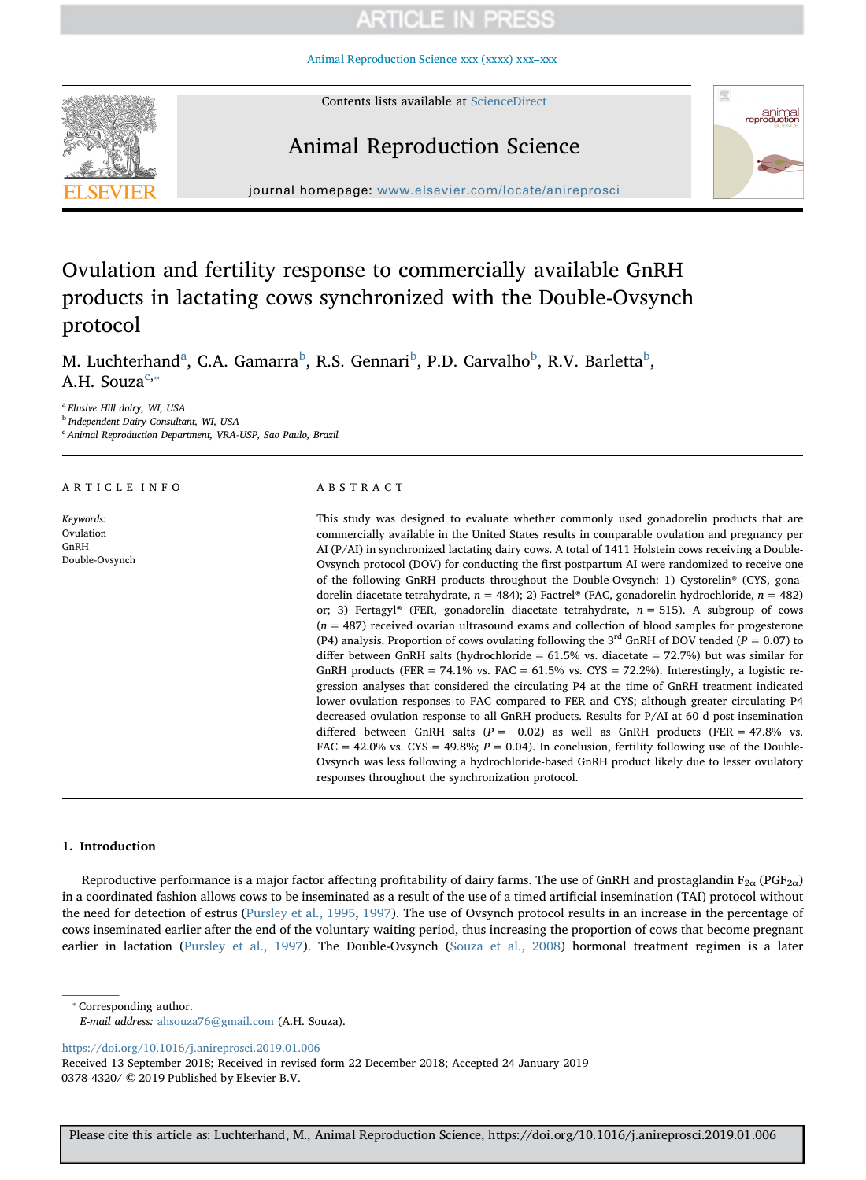# Ovulation and fertility response to commercially available GnRH products in lactating cows synchronized with the Double-Ovsynch protocol

M. Luchterhand[a], C.A. Gamarra[b], R.S. Gennari[b], P.D. Carvalho[b], R.V. Barletta[b], A.H. Souza[c,*]

[a] Elusive Hill dairy, WI, USA

[b] Independent Dairy Consultant, WI, USA

[c] Animal Reproduction Department, VRA-USP, Sao Paulo, Brazil

## ARTICLE INFO

*Keywords:*
Ovulation
GnRH
Double-Ovsynch

## ABSTRACT

This study was designed to evaluate whether commonly used gonadorelin products that are commercially available in the United States results in comparable ovulation and pregnancy per AI (P/AI) in synchronized lactating dairy cows. A total of 1411 Holstein cows receiving a Double-Ovsynch protocol (DOV) for conducting the first postpartum AI were randomized to receive one of the following GnRH products throughout the Double-Ovsynch: 1) Cystorelin® (CYS, gonadorelin diacetate tetrahydrate, $n = 484$); 2) Factrel® (FAC, gonadorelin hydrochloride, $n = 482$) or; 3) Fertagyl® (FER, gonadorelin diacetate tetrahydrate, $n = 515$). A subgroup of cows ($n = 487$) received ovarian ultrasound exams and collection of blood samples for progesterone (P4) analysis. Proportion of cows ovulating following the 3rd GnRH of DOV tended ($P = 0.07$) to differ between GnRH salts (hydrochloride = 61.5% vs. diacetate = 72.7%) but was similar for GnRH products (FER = 74.1% vs. FAC = 61.5% vs. CYS = 72.2%). Interestingly, a logistic regression analyses that considered the circulating P4 at the time of GnRH treatment indicated lower ovulation responses to FAC compared to FER and CYS; although greater circulating P4 decreased ovulation response to all GnRH products. Results for P/AI at 60 d post-insemination differed between GnRH salts ($P = 0.02$) as well as GnRH products (FER = 47.8% vs. FAC = 42.0% vs. CYS = 49.8%; $P = 0.04$). In conclusion, fertility following use of the Double-Ovsynch was less following a hydrochloride-based GnRH product likely due to lesser ovulatory responses throughout the synchronization protocol.

## 1. Introduction

Reproductive performance is a major factor affecting profitability of dairy farms. The use of GnRH and prostaglandin $F_{2\alpha}$ ($PGF_{2\alpha}$) in a coordinated fashion allows cows to be inseminated as a result of the use of a timed artificial insemination (TAI) protocol without the need for detection of estrus (Pursley et al., 1995, 1997). The use of Ovsynch protocol results in an increase in the percentage of cows inseminated earlier after the end of the voluntary waiting period, thus increasing the proportion of cows that become pregnant earlier in lactation (Pursley et al., 1997). The Double-Ovsynch (Souza et al., 2008) hormonal treatment regimen is a later

* Corresponding author.
*E-mail address:* ahsouza76@gmail.com (A.H. Souza).

https://doi.org/10.1016/j.anireprosci.2019.01.006
Received 13 September 2018; Received in revised form 22 December 2018; Accepted 24 January 2019
0378-4320/ © 2019 Published by Elsevier B.V.

Please cite this article as: Luchterhand, M., Animal Reproduction Science, https://doi.org/10.1016/j.anireprosci.2019.01.006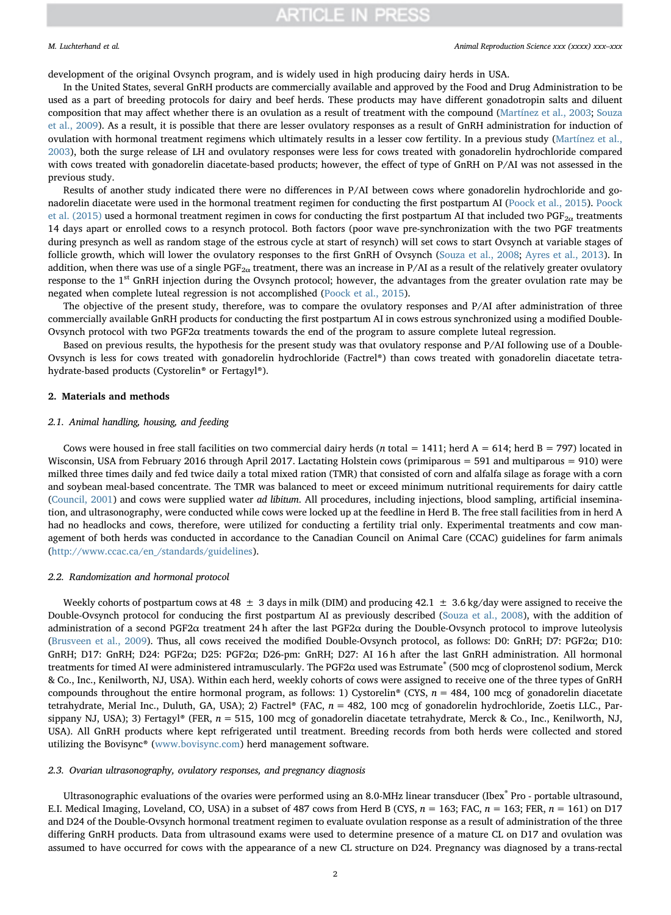development of the original Ovsynch program, and is widely used in high producing dairy herds in USA.

In the United States, several GnRH products are commercially available and approved by the Food and Drug Administration to be used as a part of breeding protocols for dairy and beef herds. These products may have different gonadotropin salts and diluent composition that may affect whether there is an ovulation as a result of treatment with the compound (Martínez et al., 2003; Souza et al., 2009). As a result, it is possible that there are lesser ovulatory responses as a result of GnRH administration for induction of ovulation with hormonal treatment regimens which ultimately results in a lesser cow fertility. In a previous study (Martínez et al., 2003), both the surge release of LH and ovulatory responses were less for cows treated with gonadorelin hydrochloride compared with cows treated with gonadorelin diacetate-based products; however, the effect of type of GnRH on P/AI was not assessed in the previous study.

Results of another study indicated there were no differences in P/AI between cows where gonadorelin hydrochloride and gonadorelin diacetate were used in the hormonal treatment regimen for conducting the first postpartum AI (Poock et al., 2015). Poock et al. (2015) used a hormonal treatment regimen in cows for conducting the first postpartum AI that included two $PGF_{2\alpha}$ treatments 14 days apart or enrolled cows to a resynch protocol. Both factors (poor wave pre-synchronization with the two PGF treatments during presynch as well as random stage of the estrous cycle at start of resynch) will set cows to start Ovsynch at variable stages of follicle growth, which will lower the ovulatory responses to the first GnRH of Ovsynch (Souza et al., 2008; Ayres et al., 2013). In addition, when there was use of a single $PGF_{2\alpha}$ treatment, there was an increase in P/AI as a result of the relatively greater ovulatory response to the 1st GnRH injection during the Ovsynch protocol; however, the advantages from the greater ovulation rate may be negated when complete luteal regression is not accomplished (Poock et al., 2015).

The objective of the present study, therefore, was to compare the ovulatory responses and P/AI after administration of three commercially available GnRH products for conducting the first postpartum AI in cows estrous synchronized using a modified Double-Ovsynch protocol with two PGF2α treatments towards the end of the program to assure complete luteal regression.

Based on previous results, the hypothesis for the present study was that ovulatory response and P/AI following use of a Double-Ovsynch is less for cows treated with gonadorelin hydrochloride (Factrel®) than cows treated with gonadorelin diacetate tetrahydrate-based products (Cystorelin® or Fertagyl®).

## 2. Materials and methods

### 2.1. Animal handling, housing, and feeding

Cows were housed in free stall facilities on two commercial dairy herds (n total = 1411; herd A = 614; herd B = 797) located in Wisconsin, USA from February 2016 through April 2017. Lactating Holstein cows (primiparous = 591 and multiparous = 910) were milked three times daily and fed twice daily a total mixed ration (TMR) that consisted of corn and alfalfa silage as forage with a corn and soybean meal-based concentrate. The TMR was balanced to meet or exceed minimum nutritional requirements for dairy cattle (Council, 2001) and cows were supplied water *ad libitum*. All procedures, including injections, blood sampling, artificial insemination, and ultrasonography, were conducted while cows were locked up at the feedline in Herd B. The free stall facilities from in herd A had no headlocks and cows, therefore, were utilized for conducting a fertility trial only. Experimental treatments and cow management of both herds was conducted in accordance to the Canadian Council on Animal Care (CCAC) guidelines for farm animals (http://www.ccac.ca/en_/standards/guidelines).

### 2.2. Randomization and hormonal protocol

Weekly cohorts of postpartum cows at 48 ± 3 days in milk (DIM) and producing 42.1 ± 3.6 kg/day were assigned to receive the Double-Ovsynch protocol for conducing the first postpartum AI as previously described (Souza et al., 2008), with the addition of administration of a second PGF2α treatment 24 h after the last PGF2α during the Double-Ovsynch protocol to improve luteolysis (Brusveen et al., 2009). Thus, all cows received the modified Double-Ovsynch protocol, as follows: D0: GnRH; D7: PGF2α; D10: GnRH; D17: GnRH; D24: PGF2α; D25: PGF2α; D26-pm: GnRH; D27: AI 16 h after the last GnRH administration. All hormonal treatments for timed AI were administered intramuscularly. The PGF2α used was Estrumate® (500 mcg of cloprostenol sodium, Merck & Co., Inc., Kenilworth, NJ, USA). Within each herd, weekly cohorts of cows were assigned to receive one of the three types of GnRH compounds throughout the entire hormonal program, as follows: 1) Cystorelin® (CYS, n = 484, 100 mcg of gonadorelin diacetate tetrahydrate, Merial Inc., Duluth, GA, USA); 2) Factrel® (FAC, n = 482, 100 mcg of gonadorelin hydrochloride, Zoetis LLC., Parsippany NJ, USA); 3) Fertagyl® (FER, n = 515, 100 mcg of gonadorelin diacetate tetrahydrate, Merck & Co., Inc., Kenilworth, NJ, USA). All GnRH products where kept refrigerated until treatment. Breeding records from both herds were collected and stored utilizing the Bovisync® (www.bovisync.com) herd management software.

### 2.3. Ovarian ultrasonography, ovulatory responses, and pregnancy diagnosis

Ultrasonographic evaluations of the ovaries were performed using an 8.0-MHz linear transducer (Ibex® Pro - portable ultrasound, E.I. Medical Imaging, Loveland, CO, USA) in a subset of 487 cows from Herd B (CYS, n = 163; FAC, n = 163; FER, n = 161) on D17 and D24 of the Double-Ovsynch hormonal treatment regimen to evaluate ovulation response as a result of administration of the three differing GnRH products. Data from ultrasound exams were used to determine presence of a mature CL on D17 and ovulation was assumed to have occurred for cows with the appearance of a new CL structure on D24. Pregnancy was diagnosed by a trans-rectal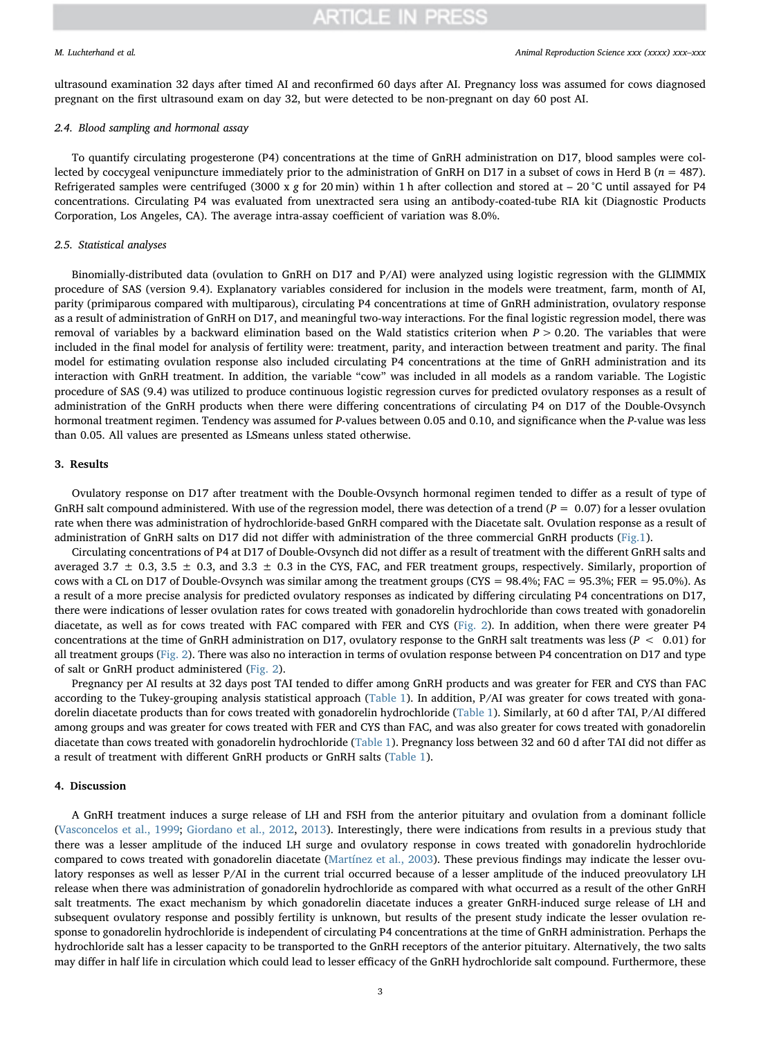ultrasound examination 32 days after timed AI and reconfirmed 60 days after AI. Pregnancy loss was assumed for cows diagnosed pregnant on the first ultrasound exam on day 32, but were detected to be non-pregnant on day 60 post AI.

### 2.4. Blood sampling and hormonal assay

To quantify circulating progesterone (P4) concentrations at the time of GnRH administration on D17, blood samples were collected by coccygeal venipuncture immediately prior to the administration of GnRH on D17 in a subset of cows in Herd B ($n$ = 487). Refrigerated samples were centrifuged (3000 x $g$ for 20 min) within 1 h after collection and stored at – 20 °C until assayed for P4 concentrations. Circulating P4 was evaluated from unextracted sera using an antibody-coated-tube RIA kit (Diagnostic Products Corporation, Los Angeles, CA). The average intra-assay coefficient of variation was 8.0%.

### 2.5. Statistical analyses

Binomially-distributed data (ovulation to GnRH on D17 and P/AI) were analyzed using logistic regression with the GLIMMIX procedure of SAS (version 9.4). Explanatory variables considered for inclusion in the models were treatment, farm, month of AI, parity (primiparous compared with multiparous), circulating P4 concentrations at time of GnRH administration, ovulatory response as a result of administration of GnRH on D17, and meaningful two-way interactions. For the final logistic regression model, there was removal of variables by a backward elimination based on the Wald statistics criterion when $P > 0.20$. The variables that were included in the final model for analysis of fertility were: treatment, parity, and interaction between treatment and parity. The final model for estimating ovulation response also included circulating P4 concentrations at the time of GnRH administration and its interaction with GnRH treatment. In addition, the variable "cow" was included in all models as a random variable. The Logistic procedure of SAS (9.4) was utilized to produce continuous logistic regression curves for predicted ovulatory responses as a result of administration of the GnRH products when there were differing concentrations of circulating P4 on D17 of the Double-Ovsynch hormonal treatment regimen. Tendency was assumed for $P$-values between 0.05 and 0.10, and significance when the $P$-value was less than 0.05. All values are presented as LSmeans unless stated otherwise.

## 3. Results

Ovulatory response on D17 after treatment with the Double-Ovsynch hormonal regimen tended to differ as a result of type of GnRH salt compound administered. With use of the regression model, there was detection of a trend ($P$ = 0.07) for a lesser ovulation rate when there was administration of hydrochloride-based GnRH compared with the Diacetate salt. Ovulation response as a result of administration of GnRH salts on D17 did not differ with administration of the three commercial GnRH products (Fig.1).

Circulating concentrations of P4 at D17 of Double-Ovsynch did not differ as a result of treatment with the different GnRH salts and averaged 3.7 ± 0.3, 3.5 ± 0.3, and 3.3 ± 0.3 in the CYS, FAC, and FER treatment groups, respectively. Similarly, proportion of cows with a CL on D17 of Double-Ovsynch was similar among the treatment groups (CYS = 98.4%; FAC = 95.3%; FER = 95.0%). As a result of a more precise analysis for predicted ovulatory responses as indicated by differing circulating P4 concentrations on D17, there were indications of lesser ovulation rates for cows treated with gonadorelin hydrochloride than cows treated with gonadorelin diacetate, as well as for cows treated with FAC compared with FER and CYS (Fig. 2). In addition, when there were greater P4 concentrations at the time of GnRH administration on D17, ovulatory response to the GnRH salt treatments was less ($P < 0.01$) for all treatment groups (Fig. 2). There was also no interaction in terms of ovulation response between P4 concentration on D17 and type of salt or GnRH product administered (Fig. 2).

Pregnancy per AI results at 32 days post TAI tended to differ among GnRH products and was greater for FER and CYS than FAC according to the Tukey-grouping analysis statistical approach (Table 1). In addition, P/AI was greater for cows treated with gonadorelin diacetate products than for cows treated with gonadorelin hydrochloride (Table 1). Similarly, at 60 d after TAI, P/AI differed among groups and was greater for cows treated with FER and CYS than FAC, and was also greater for cows treated with gonadorelin diacetate than cows treated with gonadorelin hydrochloride (Table 1). Pregnancy loss between 32 and 60 d after TAI did not differ as a result of treatment with different GnRH products or GnRH salts (Table 1).

## 4. Discussion

A GnRH treatment induces a surge release of LH and FSH from the anterior pituitary and ovulation from a dominant follicle (Vasconcelos et al., 1999; Giordano et al., 2012, 2013). Interestingly, there were indications from results in a previous study that there was a lesser amplitude of the induced LH surge and ovulatory response in cows treated with gonadorelin hydrochloride compared to cows treated with gonadorelin diacetate (Martínez et al., 2003). These previous findings may indicate the lesser ovulatory responses as well as lesser P/AI in the current trial occurred because of a lesser amplitude of the induced preovulatory LH release when there was administration of gonadorelin hydrochloride as compared with what occurred as a result of the other GnRH salt treatments. The exact mechanism by which gonadorelin diacetate induces a greater GnRH-induced surge release of LH and subsequent ovulatory response and possibly fertility is unknown, but results of the present study indicate the lesser ovulation response to gonadorelin hydrochloride is independent of circulating P4 concentrations at the time of GnRH administration. Perhaps the hydrochloride salt has a lesser capacity to be transported to the GnRH receptors of the anterior pituitary. Alternatively, the two salts may differ in half life in circulation which could lead to lesser efficacy of the GnRH hydrochloride salt compound. Furthermore, these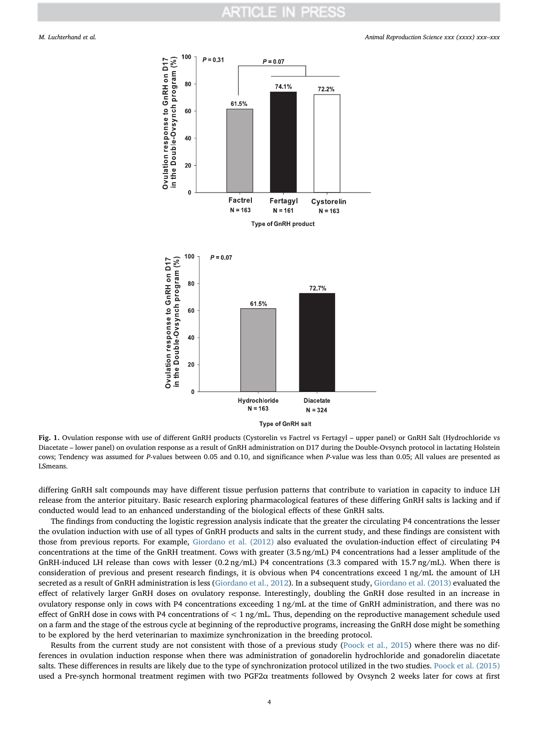**Fig. 1.** Ovulation response with use of different GnRH products (Cystorelin vs Factrel vs Fertagyl – upper panel) or GnRH Salt (Hydrochloride vs Diacetate – lower panel) on ovulation response as a result of GnRH administration on D17 during the Double-Ovsynch protocol in lactating Holstein cows; Tendency was assumed for *P*-values between 0.05 and 0.10, and significance when *P*-value was less than 0.05; All values are presented as LSmeans.

differing GnRH salt compounds may have different tissue perfusion patterns that contribute to variation in capacity to induce LH release from the anterior pituitary. Basic research exploring pharmacological features of these differing GnRH salts is lacking and if conducted would lead to an enhanced understanding of the biological effects of these GnRH salts.

The findings from conducting the logistic regression analysis indicate that the greater the circulating P4 concentrations the lesser the ovulation induction with use of all types of GnRH products and salts in the current study, and these findings are consistent with those from previous reports. For example, Giordano et al. (2012) also evaluated the ovulation-induction effect of circulating P4 concentrations at the time of the GnRH treatment. Cows with greater (3.5 ng/mL) P4 concentrations had a lesser amplitude of the GnRH-induced LH release than cows with lesser (0.2 ng/mL) P4 concentrations (3.3 compared with 15.7 ng/mL). When there is consideration of previous and present research findings, it is obvious when P4 concentrations exceed 1 ng/mL the amount of LH secreted as a result of GnRH administration is less (Giordano et al., 2012). In a subsequent study, Giordano et al. (2013) evaluated the effect of relatively larger GnRH doses on ovulatory response. Interestingly, doubling the GnRH dose resulted in an increase in ovulatory response only in cows with P4 concentrations exceeding 1 ng/mL at the time of GnRH administration, and there was no effect of GnRH dose in cows with P4 concentrations of < 1 ng/mL. Thus, depending on the reproductive management schedule used on a farm and the stage of the estrous cycle at beginning of the reproductive programs, increasing the GnRH dose might be something to be explored by the herd veterinarian to maximize synchronization in the breeding protocol.

Results from the current study are not consistent with those of a previous study (Poock et al., 2015) where there was no differences in ovulation induction response when there was administration of gonadorelin hydrochloride and gonadorelin diacetate salts. These differences in results are likely due to the type of synchronization protocol utilized in the two studies. Poock et al. (2015) used a Pre-synch hormonal treatment regimen with two PGF2α treatments followed by Ovsynch 2 weeks later for cows at first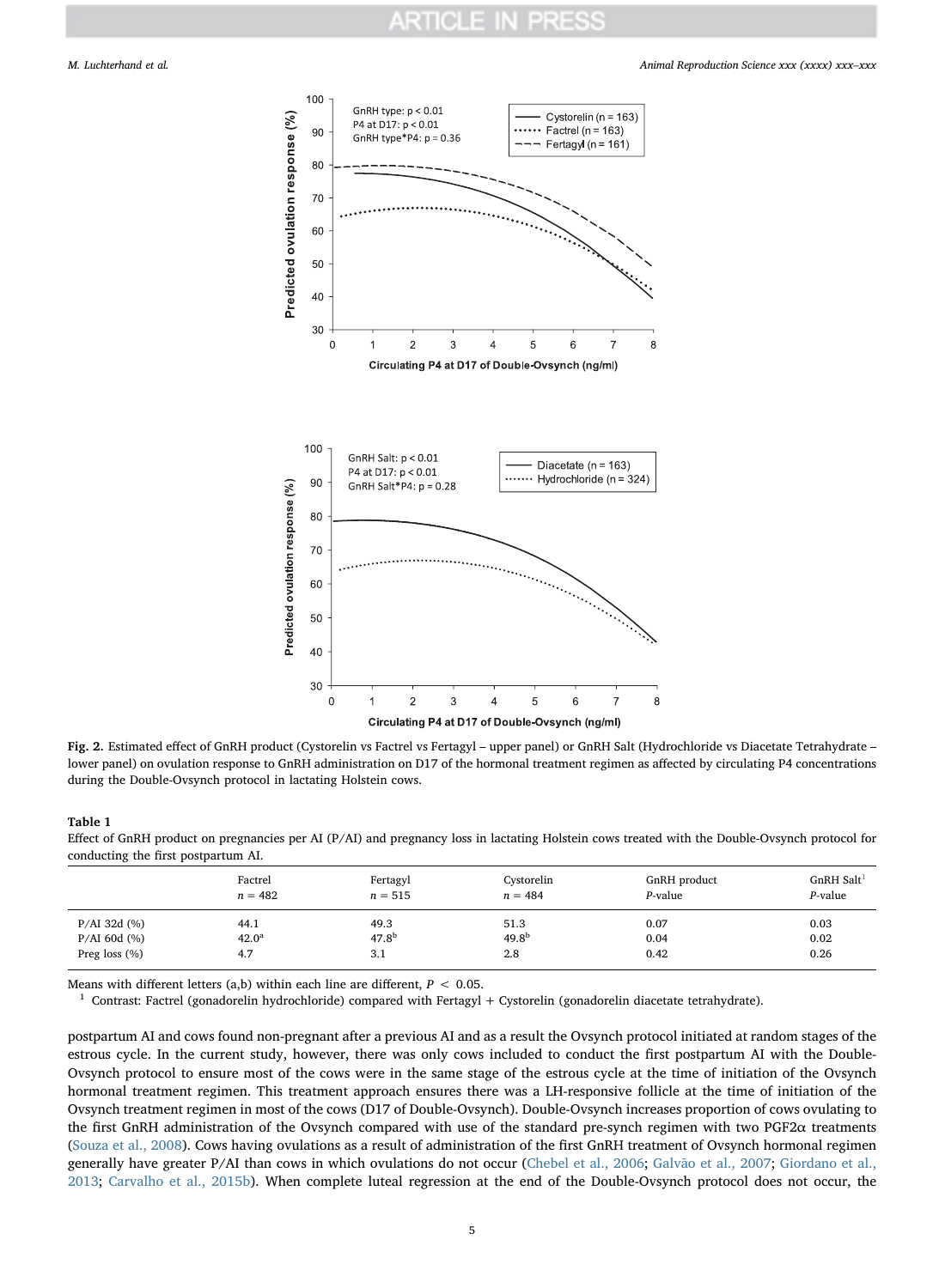Fig. 2. Estimated effect of GnRH product (Cystorelin vs Factrel vs Fertagyl – upper panel) or GnRH Salt (Hydrochloride vs Diacetate Tetrahydrate – lower panel) on ovulation response to GnRH administration on D17 of the hormonal treatment regimen as affected by circulating P4 concentrations during the Double-Ovsynch protocol in lactating Holstein cows.

**Table 1**
Effect of GnRH product on pregnancies per AI (P/AI) and pregnancy loss in lactating Holstein cows treated with the Double-Ovsynch protocol for conducting the first postpartum AI.

| | Factrel $n = 482$ | Fertagyl $n = 515$ | Cystorelin $n = 484$ | GnRH product *P*-value | GnRH Salt[1] *P*-value |
|---|---|---|---|---|---|
| P/AI 32d (%) | 44.1 | 49.3 | 51.3 | 0.07 | 0.03 |
| P/AI 60d (%) | 42.0[a] | 47.8[b] | 49.8[b] | 0.04 | 0.02 |
| Preg loss (%) | 4.7 | 3.1 | 2.8 | 0.42 | 0.26 |

Means with different letters (a,b) within each line are different, $P < 0.05$.

[1] Contrast: Factrel (gonadorelin hydrochloride) compared with Fertagyl + Cystorelin (gonadorelin diacetate tetrahydrate).

postpartum AI and cows found non-pregnant after a previous AI and as a result the Ovsynch protocol initiated at random stages of the estrous cycle. In the current study, however, there was only cows included to conduct the first postpartum AI with the Double-Ovsynch protocol to ensure most of the cows were in the same stage of the estrous cycle at the time of initiation of the Ovsynch hormonal treatment regimen. This treatment approach ensures there was a LH-responsive follicle at the time of initiation of the Ovsynch treatment regimen in most of the cows (D17 of Double-Ovsynch). Double-Ovsynch increases proportion of cows ovulating to the first GnRH administration of the Ovsynch compared with use of the standard pre-synch regimen with two PGF2α treatments (Souza et al., 2008). Cows having ovulations as a result of administration of the first GnRH treatment of Ovsynch hormonal regimen generally have greater P/AI than cows in which ovulations do not occur (Chebel et al., 2006; Galvão et al., 2007; Giordano et al., 2013; Carvalho et al., 2015b). When complete luteal regression at the end of the Double-Ovsynch protocol does not occur, the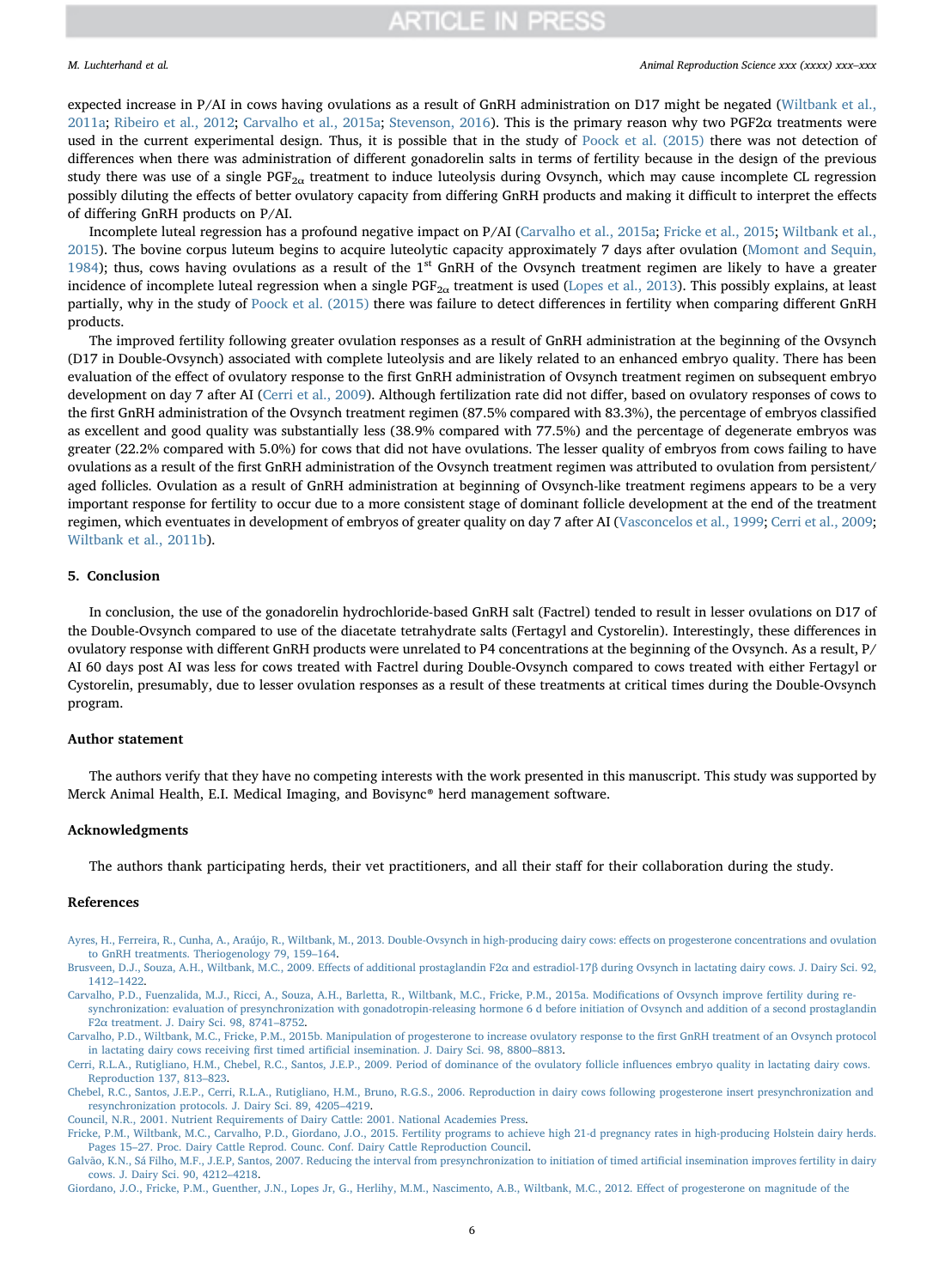expected increase in P/AI in cows having ovulations as a result of GnRH administration on D17 might be negated (Wiltbank et al., 2011a; Ribeiro et al., 2012; Carvalho et al., 2015a; Stevenson, 2016). This is the primary reason why two PGF2α treatments were used in the current experimental design. Thus, it is possible that in the study of Poock et al. (2015) there was not detection of differences when there was administration of different gonadorelin salts in terms of fertility because in the design of the previous study there was use of a single $PGF_{2\alpha}$ treatment to induce luteolysis during Ovsynch, which may cause incomplete CL regression possibly diluting the effects of better ovulatory capacity from differing GnRH products and making it difficult to interpret the effects of differing GnRH products on P/AI.

Incomplete luteal regression has a profound negative impact on P/AI (Carvalho et al., 2015a; Fricke et al., 2015; Wiltbank et al., 2015). The bovine corpus luteum begins to acquire luteolytic capacity approximately 7 days after ovulation (Momont and Sequin, 1984); thus, cows having ovulations as a result of the 1st GnRH of the Ovsynch treatment regimen are likely to have a greater incidence of incomplete luteal regression when a single $PGF_{2\alpha}$ treatment is used (Lopes et al., 2013). This possibly explains, at least partially, why in the study of Poock et al. (2015) there was failure to detect differences in fertility when comparing different GnRH products.

The improved fertility following greater ovulation responses as a result of GnRH administration at the beginning of the Ovsynch (D17 in Double-Ovsynch) associated with complete luteolysis and are likely related to an enhanced embryo quality. There has been evaluation of the effect of ovulatory response to the first GnRH administration of Ovsynch treatment regimen on subsequent embryo development on day 7 after AI (Cerri et al., 2009). Although fertilization rate did not differ, based on ovulatory responses of cows to the first GnRH administration of the Ovsynch treatment regimen (87.5% compared with 83.3%), the percentage of embryos classified as excellent and good quality was substantially less (38.9% compared with 77.5%) and the percentage of degenerate embryos was greater (22.2% compared with 5.0%) for cows that did not have ovulations. The lesser quality of embryos from cows failing to have ovulations as a result of the first GnRH administration of the Ovsynch treatment regimen was attributed to ovulation from persistent/aged follicles. Ovulation as a result of GnRH administration at beginning of Ovsynch-like treatment regimens appears to be a very important response for fertility to occur due to a more consistent stage of dominant follicle development at the end of the treatment regimen, which eventuates in development of embryos of greater quality on day 7 after AI (Vasconcelos et al., 1999; Cerri et al., 2009; Wiltbank et al., 2011b).

## 5. Conclusion

In conclusion, the use of the gonadorelin hydrochloride-based GnRH salt (Factrel) tended to result in lesser ovulations on D17 of the Double-Ovsynch compared to use of the diacetate tetrahydrate salts (Fertagyl and Cystorelin). Interestingly, these differences in ovulatory response with different GnRH products were unrelated to P4 concentrations at the beginning of the Ovsynch. As a result, P/AI 60 days post AI was less for cows treated with Factrel during Double-Ovsynch compared to cows treated with either Fertagyl or Cystorelin, presumably, due to lesser ovulation responses as a result of these treatments at critical times during the Double-Ovsynch program.

## Author statement

The authors verify that they have no competing interests with the work presented in this manuscript. This study was supported by Merck Animal Health, E.I. Medical Imaging, and Bovisync® herd management software.

## Acknowledgments

The authors thank participating herds, their vet practitioners, and all their staff for their collaboration during the study.

## References

Ayres, H., Ferreira, R., Cunha, A., Araújo, R., Wiltbank, M., 2013. Double-Ovsynch in high-producing dairy cows: effects on progesterone concentrations and ovulation to GnRH treatments. Theriogenology 79, 159–164.

Brusveen, D.J., Souza, A.H., Wiltbank, M.C., 2009. Effects of additional prostaglandin F2α and estradiol-17β during Ovsynch in lactating dairy cows. J. Dairy Sci. 92, 1412–1422.

Carvalho, P.D., Fuenzalida, M.J., Ricci, A., Souza, A.H., Barletta, R., Wiltbank, M.C., Fricke, P.M., 2015a. Modifications of Ovsynch improve fertility during re-synchronization: evaluation of presynchronization with gonadotropin-releasing hormone 6 d before initiation of Ovsynch and addition of a second prostaglandin F2α treatment. J. Dairy Sci. 98, 8741–8752.

Carvalho, P.D., Wiltbank, M.C., Fricke, P.M., 2015b. Manipulation of progesterone to increase ovulatory response to the first GnRH treatment of an Ovsynch protocol in lactating dairy cows receiving first timed artificial insemination. J. Dairy Sci. 98, 8800–8813.

Cerri, R.L.A., Rutigliano, H.M., Chebel, R.C., Santos, J.E.P., 2009. Period of dominance of the ovulatory follicle influences embryo quality in lactating dairy cows. Reproduction 137, 813–823.

Chebel, R.C., Santos, J.E.P., Cerri, R.L.A., Rutigliano, H.M., Bruno, R.G.S., 2006. Reproduction in dairy cows following progesterone insert presynchronization and resynchronization protocols. J. Dairy Sci. 89, 4205–4219.

Council, N.R., 2001. Nutrient Requirements of Dairy Cattle: 2001. National Academies Press.

Fricke, P.M., Wiltbank, M.C., Carvalho, P.D., Giordano, J.O., 2015. Fertility programs to achieve high 21-d pregnancy rates in high-producing Holstein dairy herds. Pages 15–27. Proc. Dairy Cattle Reprod. Counc. Conf. Dairy Cattle Reproduction Council.

Galvão, K.N., Sá Filho, M.F., J.E.P, Santos, 2007. Reducing the interval from presynchronization to initiation of timed artificial insemination improves fertility in dairy cows. J. Dairy Sci. 90, 4212–4218.

Giordano, J.O., Fricke, P.M., Guenther, J.N., Lopes Jr, G., Herlihy, M.M., Nascimento, A.B., Wiltbank, M.C., 2012. Effect of progesterone on magnitude of the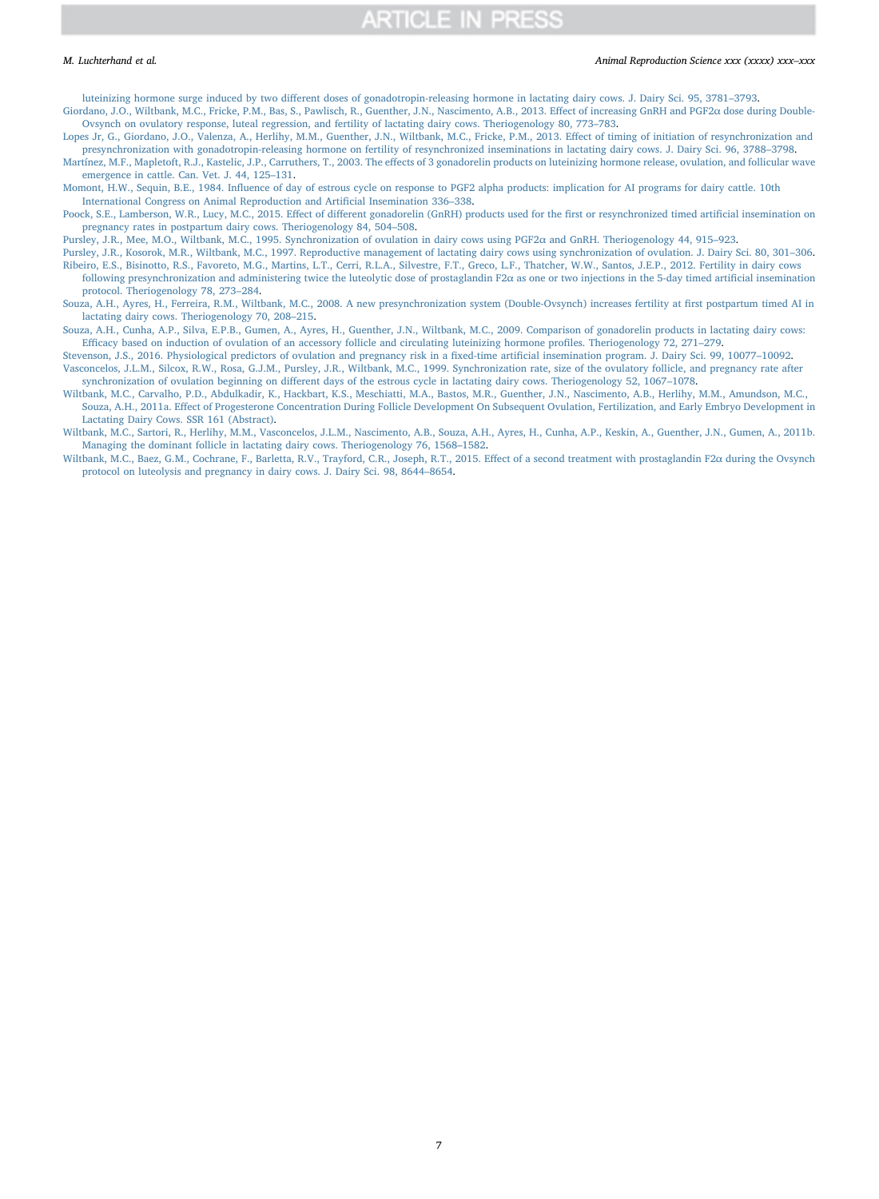luteinizing hormone surge induced by two different doses of gonadotropin-releasing hormone in lactating dairy cows. J. Dairy Sci. 95, 3781–3793.

Giordano, J.O., Wiltbank, M.C., Fricke, P.M., Bas, S., Pawlisch, R., Guenther, J.N., Nascimento, A.B., 2013. Effect of increasing GnRH and PGF2α dose during Double-Ovsynch on ovulatory response, luteal regression, and fertility of lactating dairy cows. Theriogenology 80, 773–783.

Lopes Jr, G., Giordano, J.O., Valenza, A., Herlihy, M.M., Guenther, J.N., Wiltbank, M.C., Fricke, P.M., 2013. Effect of timing of initiation of resynchronization and presynchronization with gonadotropin-releasing hormone on fertility of resynchronized inseminations in lactating dairy cows. J. Dairy Sci. 96, 3788–3798.

Martínez, M.F., Mapletoft, R.J., Kastelic, J.P., Carruthers, T., 2003. The effects of 3 gonadorelin products on luteinizing hormone release, ovulation, and follicular wave emergence in cattle. Can. Vet. J. 44, 125–131.

Momont, H.W., Sequin, B.E., 1984. Influence of day of estrous cycle on response to PGF2 alpha products: implication for AI programs for dairy cattle. 10th International Congress on Animal Reproduction and Artificial Insemination 336–338.

Poock, S.E., Lamberson, W.R., Lucy, M.C., 2015. Effect of different gonadorelin (GnRH) products used for the first or resynchronized timed artificial insemination on pregnancy rates in postpartum dairy cows. Theriogenology 84, 504–508.

Pursley, J.R., Mee, M.O., Wiltbank, M.C., 1995. Synchronization of ovulation in dairy cows using PGF2α and GnRH. Theriogenology 44, 915–923.

Pursley, J.R., Kosorok, M.R., Wiltbank, M.C., 1997. Reproductive management of lactating dairy cows using synchronization of ovulation. J. Dairy Sci. 80, 301–306.

Ribeiro, E.S., Bisinotto, R.S., Favoreto, M.G., Martins, L.T., Cerri, R.L.A., Silvestre, F.T., Greco, L.F., Thatcher, W.W., Santos, J.E.P., 2012. Fertility in dairy cows following presynchronization and administering twice the luteolytic dose of prostaglandin F2α as one or two injections in the 5-day timed artificial insemination protocol. Theriogenology 78, 273–284.

Souza, A.H., Ayres, H., Ferreira, R.M., Wiltbank, M.C., 2008. A new presynchronization system (Double-Ovsynch) increases fertility at first postpartum timed AI in lactating dairy cows. Theriogenology 70, 208–215.

Souza, A.H., Cunha, A.P., Silva, E.P.B., Gumen, A., Ayres, H., Guenther, J.N., Wiltbank, M.C., 2009. Comparison of gonadorelin products in lactating dairy cows: Efficacy based on induction of ovulation of an accessory follicle and circulating luteinizing hormone profiles. Theriogenology 72, 271–279.

Stevenson, J.S., 2016. Physiological predictors of ovulation and pregnancy risk in a fixed-time artificial insemination program. J. Dairy Sci. 99, 10077–10092.

Vasconcelos, J.L.M., Silcox, R.W., Rosa, G.J.M., Pursley, J.R., Wiltbank, M.C., 1999. Synchronization rate, size of the ovulatory follicle, and pregnancy rate after synchronization of ovulation beginning on different days of the estrous cycle in lactating dairy cows. Theriogenology 52, 1067–1078.

Wiltbank, M.C., Carvalho, P.D., Abdulkadir, K., Hackbart, K.S., Meschiatti, M.A., Bastos, M.R., Guenther, J.N., Nascimento, A.B., Herlihy, M.M., Amundson, M.C., Souza, A.H., 2011a. Effect of Progesterone Concentration During Follicle Development On Subsequent Ovulation, Fertilization, and Early Embryo Development in Lactating Dairy Cows. SSR 161 (Abstract).

Wiltbank, M.C., Sartori, R., Herlihy, M.M., Vasconcelos, J.L.M., Nascimento, A.B., Souza, A.H., Ayres, H., Cunha, A.P., Keskin, A., Guenther, J.N., Gumen, A., 2011b. Managing the dominant follicle in lactating dairy cows. Theriogenology 76, 1568–1582.

Wiltbank, M.C., Baez, G.M., Cochrane, F., Barletta, R.V., Trayford, C.R., Joseph, R.T., 2015. Effect of a second treatment with prostaglandin F2α during the Ovsynch protocol on luteolysis and pregnancy in dairy cows. J. Dairy Sci. 98, 8644–8654.